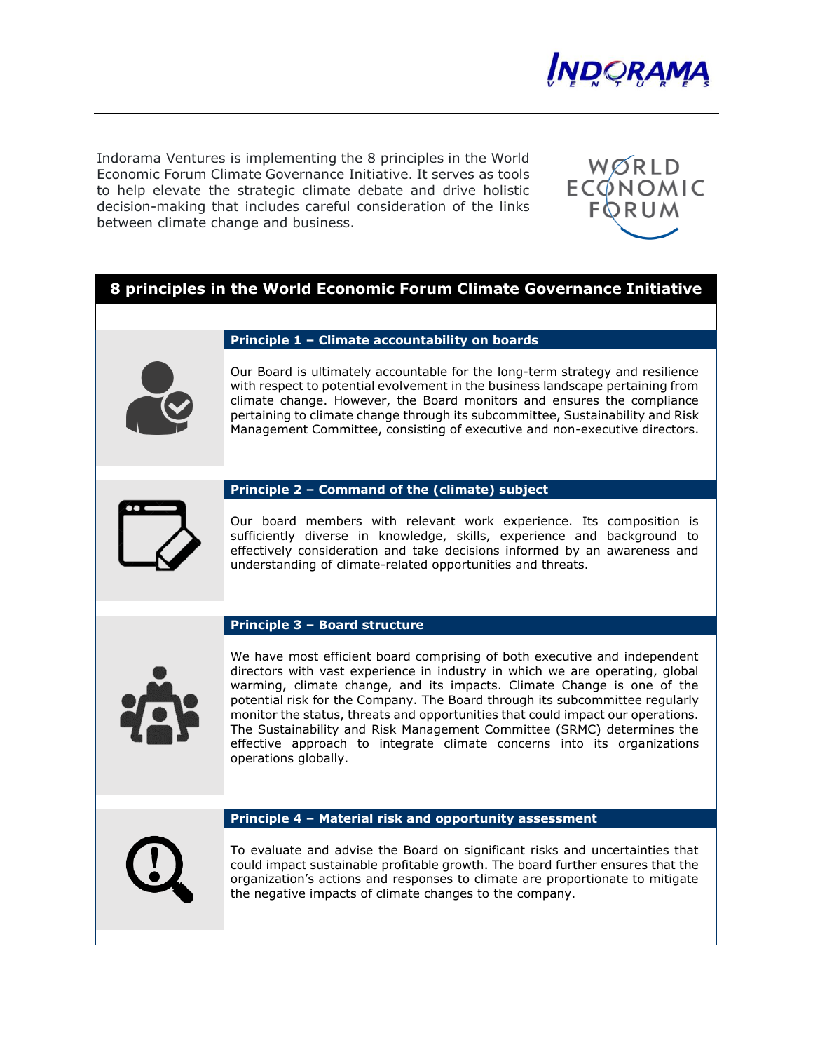Indorama Ventures is implementing the 8 principles in the World Economic Forum Climate Governance Initiative. It serves as tools to help elevate the strategic climate debate and drive holistic decision-making that includes careful consideration of the links between climate change and business.

## 8 principles in the World Economic Forum Climate Governance Initiative

### Principle 1 – Climate accountability on boards

Our Board is ultimately accountable for the long-term strategy and resilience with respect to potential evolvement in the business landscape pertaining from climate change. However, the Board monitors and ensures the compliance pertaining to climate change through its subcommittee, Sustainability and Risk Management Committee, consisting of executive and non-executive directors.

### Principle 2 – Command of the (climate) subject

Our board members with relevant work experience. Its composition is sufficiently diverse in knowledge, skills, experience and background to effectively consideration and take decisions informed by an awareness and understanding of climate-related opportunities and threats.

### Principle 3 – Board structure

We have most efficient board comprising of both executive and independent directors with vast experience in industry in which we are operating, global warming, climate change, and its impacts. Climate Change is one of the potential risk for the Company. The Board through its subcommittee regularly monitor the status, threats and opportunities that could impact our operations. The Sustainability and Risk Management Committee (SRMC) determines the effective approach to integrate climate concerns into its organizations operations globally.

### Principle 4 – Material risk and opportunity assessment

To evaluate and advise the Board on significant risks and uncertainties that could impact sustainable profitable growth. The board further ensures that the organization's actions and responses to climate are proportionate to mitigate the negative impacts of climate changes to the company.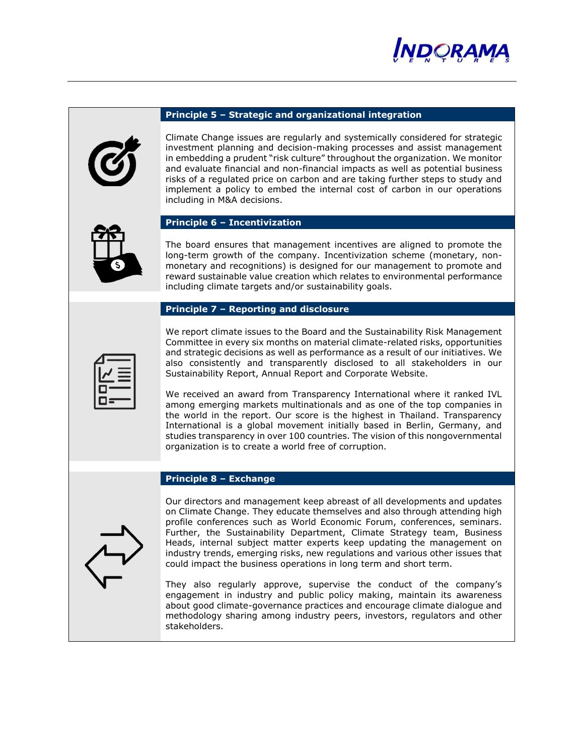## Principle 5 – Strategic and organizational integration

Climate Change issues are regularly and systemically considered for strategic investment planning and decision-making processes and assist management in embedding a prudent "risk culture" throughout the organization. We monitor and evaluate financial and non-financial impacts as well as potential business risks of a regulated price on carbon and are taking further steps to study and implement a policy to embed the internal cost of carbon in our operations including in M&A decisions.

## Principle 6 – Incentivization

The board ensures that management incentives are aligned to promote the long-term growth of the company. Incentivization scheme (monetary, non-monetary and recognitions) is designed for our management to promote and reward sustainable value creation which relates to environmental performance including climate targets and/or sustainability goals.

## Principle 7 – Reporting and disclosure

We report climate issues to the Board and the Sustainability Risk Management Committee in every six months on material climate-related risks, opportunities and strategic decisions as well as performance as a result of our initiatives. We also consistently and transparently disclosed to all stakeholders in our Sustainability Report, Annual Report and Corporate Website.

We received an award from Transparency International where it ranked IVL among emerging markets multinationals and as one of the top companies in the world in the report. Our score is the highest in Thailand. Transparency International is a global movement initially based in Berlin, Germany, and studies transparency in over 100 countries. The vision of this nongovernmental organization is to create a world free of corruption.

## Principle 8 – Exchange

Our directors and management keep abreast of all developments and updates on Climate Change. They educate themselves and also through attending high profile conferences such as World Economic Forum, conferences, seminars. Further, the Sustainability Department, Climate Strategy team, Business Heads, internal subject matter experts keep updating the management on industry trends, emerging risks, new regulations and various other issues that could impact the business operations in long term and short term.

They also regularly approve, supervise the conduct of the company's engagement in industry and public policy making, maintain its awareness about good climate-governance practices and encourage climate dialogue and methodology sharing among industry peers, investors, regulators and other stakeholders.